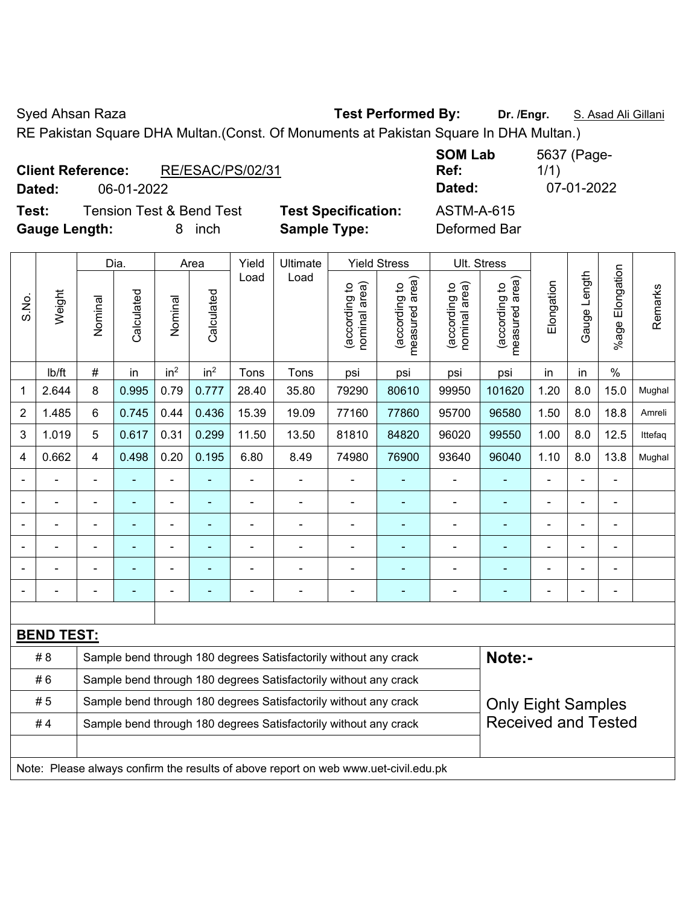Syed Ahsan Raza **Test Performed By:** **Dr. /Engr.** S. Asad Ali Gillani

RE Pakistan Square DHA Multan.(Const. Of Monuments at Pakistan Square In DHA Multan.)

**Client Reference:** RE/ESAC/PS/02/31 **SOM Lab Ref:** 5637 (Page-1/1)

**Dated:** 06-01-2022 **Dated:** 07-01-2022

**Test:** Tension Test & Bend Test **Test Specification:** ASTM-A-615

**Gauge Length:** 8 inch **Sample Type:** Deformed Bar

| S.No. | Weight | Dia. | | Area | | Yield Load | Ultimate Load | Yield Stress | | Ult. Stress | | Elongation | Gauge Length | %age Elongation | Remarks |
|---|---|---|---|---|---|---|---|---|---|---|---|---|---|---|---|
| | | Nominal | Calculated | Nominal | Calculated | | | (according to nominal area) | (according to measured area) | (according to nominal area) | (according to measured area) | | | | |
| | lb/ft | # | in | $in^2$ | $in^2$ | Tons | Tons | psi | psi | psi | psi | in | in | % | |
| 1 | 2.644 | 8 | 0.995 | 0.79 | 0.777 | 28.40 | 35.80 | 79290 | 80610 | 99950 | 101620 | 1.20 | 8.0 | 15.0 | Mughal |
| 2 | 1.485 | 6 | 0.745 | 0.44 | 0.436 | 15.39 | 19.09 | 77160 | 77860 | 95700 | 96580 | 1.50 | 8.0 | 18.8 | Amreli |
| 3 | 1.019 | 5 | 0.617 | 0.31 | 0.299 | 11.50 | 13.50 | 81810 | 84820 | 96020 | 99550 | 1.00 | 8.0 | 12.5 | Ittefaq |
| 4 | 0.662 | 4 | 0.498 | 0.20 | 0.195 | 6.80 | 8.49 | 74980 | 76900 | 93640 | 96040 | 1.10 | 8.0 | 13.8 | Mughal |
| - | - | - | - | - | - | - | - | - | - | - | - | - | - | - | |
| - | - | - | - | - | - | - | - | - | - | - | - | - | - | - | |
| - | - | - | - | - | - | - | - | - | - | - | - | - | - | - | |
| - | - | - | - | - | - | - | - | - | - | - | - | - | - | - | |
| - | - | - | - | - | - | - | - | - | - | - | - | - | - | - | |
| - | - | - | - | - | - | - | - | - | - | - | - | - | - | - | |

**BEND TEST:**

| | | |
|---|---|---|
| # 8 | Sample bend through 180 degrees Satisfactorily without any crack | **Note:-** |
| # 6 | Sample bend through 180 degrees Satisfactorily without any crack | |
| # 5 | Sample bend through 180 degrees Satisfactorily without any crack | Only Eight Samples Received and Tested |
| # 4 | Sample bend through 180 degrees Satisfactorily without any crack | |

Note: Please always confirm the results of above report on web www.uet-civil.edu.pk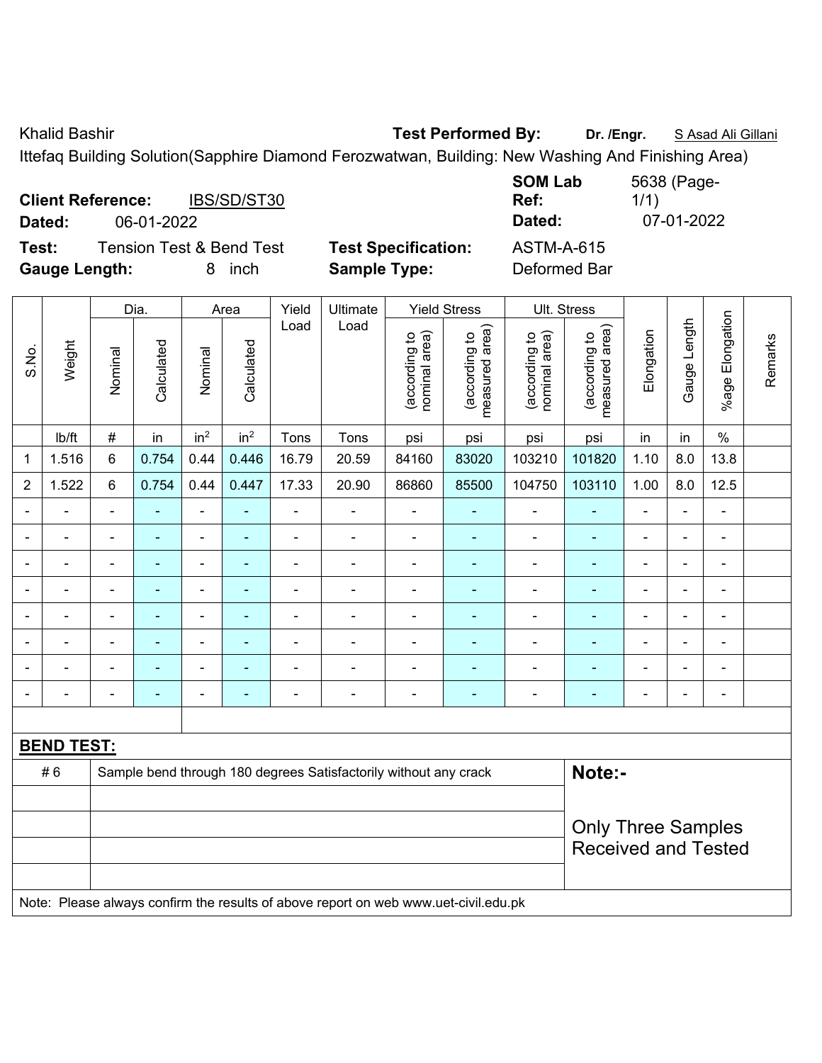Khalid Bashir **Test Performed By:** **Dr. /Engr.** S Asad Ali Gillani

Ittefaq Building Solution(Sapphire Diamond Ferozwatwan, Building: New Washing And Finishing Area)

**Client Reference:** IBS/SD/ST30 **SOM Lab Ref:** 5638 (Page-1/1)

**Dated:** 06-01-2022 **Dated:** 07-01-2022

**Test:** Tension Test & Bend Test **Test Specification:** ASTM-A-615

**Gauge Length:** 8 inch **Sample Type:** Deformed Bar

| S.No. | Weight | Dia. | | Area | | Yield Load | Ultimate Load | Yield Stress | | Ult. Stress | | Elongation | Gauge Length | %age Elongation | Remarks |
|---|---|---|---|---|---|---|---|---|---|---|---|---|---|---|---|
| | | Nominal | Calculated | Nominal | Calculated | | | (according to nominal area) | (according to measured area) | (according to nominal area) | (according to measured area) | | | | |
| | lb/ft | # | in | $in^2$ | $in^2$ | Tons | Tons | psi | psi | psi | psi | in | in | % | |
| 1 | 1.516 | 6 | 0.754 | 0.44 | 0.446 | 16.79 | 20.59 | 84160 | 83020 | 103210 | 101820 | 1.10 | 8.0 | 13.8 | |
| 2 | 1.522 | 6 | 0.754 | 0.44 | 0.447 | 17.33 | 20.90 | 86860 | 85500 | 104750 | 103110 | 1.00 | 8.0 | 12.5 | |
| - | - | - | - | - | - | - | - | - | - | - | - | - | - | - | |
| - | - | - | - | - | - | - | - | - | - | - | - | - | - | - | |
| - | - | - | - | - | - | - | - | - | - | - | - | - | - | - | |
| - | - | - | - | - | - | - | - | - | - | - | - | - | - | - | |
| - | - | - | - | - | - | - | - | - | - | - | - | - | - | - | |
| - | - | - | - | - | - | - | - | - | - | - | - | - | - | - | |
| - | - | - | - | - | - | - | - | - | - | - | - | - | - | - | |
| - | - | - | - | - | - | - | - | - | - | - | - | - | - | - | |

**BEND TEST:**

| | | |
|---|---|---|
| # 6 | Sample bend through 180 degrees Satisfactorily without any crack | **Note:-** |
| | | Only Three Samples Received and Tested |
| | | |
| | | |
| | | |

Note: Please always confirm the results of above report on web www.uet-civil.edu.pk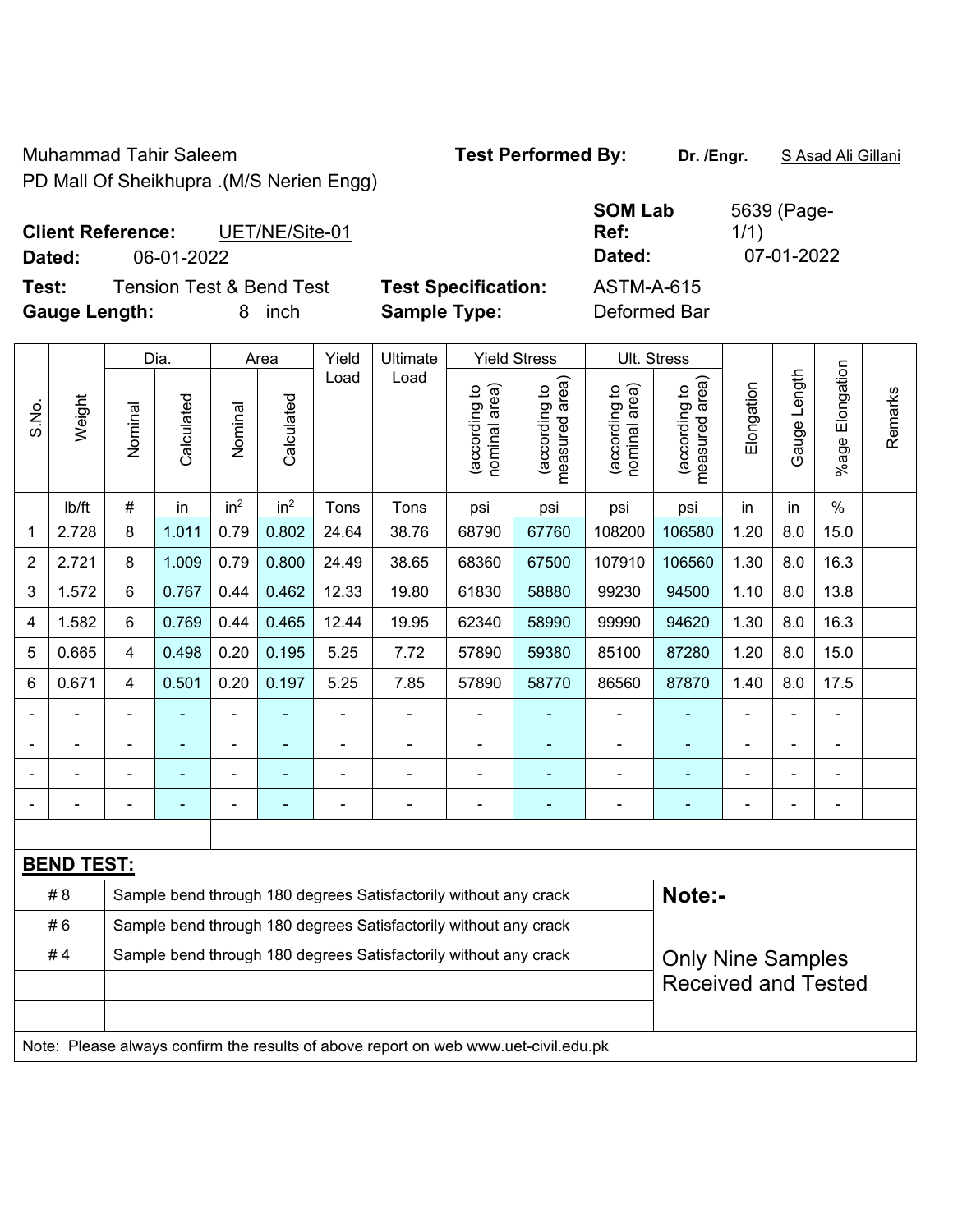Muhammad Tahir Saleem

PD Mall Of Sheikhupra .(M/S Nerien Engg)

**Test Performed By:** Dr. /Engr. S Asad Ali Gillani

**Client Reference:** UET/NE/Site-01

**Dated:** 06-01-2022

**SOM Lab Ref:** 5639 (Page-1/1)

**Dated:** 07-01-2022

**Test:** Tension Test & Bend Test

**Test Specification:** ASTM-A-615

**Gauge Length:** 8 inch

**Sample Type:** Deformed Bar

| S.No. | Weight | Dia. | | Area | | Yield Load | Ultimate Load | Yield Stress | | Ult. Stress | | Elongation | Gauge Length | %age Elongation | Remarks |
|---|---|---|---|---|---|---|---|---|---|---|---|---|---|---|---|
| | | Nominal | Calculated | Nominal | Calculated | | | (according to nominal area) | (according to measured area) | (according to nominal area) | (according to measured area) | | | | |
| | lb/ft | # | in | $in^2$ | $in^2$ | Tons | Tons | psi | psi | psi | psi | in | in | % | |
| 1 | 2.728 | 8 | 1.011 | 0.79 | 0.802 | 24.64 | 38.76 | 68790 | 67760 | 108200 | 106580 | 1.20 | 8.0 | 15.0 | |
| 2 | 2.721 | 8 | 1.009 | 0.79 | 0.800 | 24.49 | 38.65 | 68360 | 67500 | 107910 | 106560 | 1.30 | 8.0 | 16.3 | |
| 3 | 1.572 | 6 | 0.767 | 0.44 | 0.462 | 12.33 | 19.80 | 61830 | 58880 | 99230 | 94500 | 1.10 | 8.0 | 13.8 | |
| 4 | 1.582 | 6 | 0.769 | 0.44 | 0.465 | 12.44 | 19.95 | 62340 | 58990 | 99990 | 94620 | 1.30 | 8.0 | 16.3 | |
| 5 | 0.665 | 4 | 0.498 | 0.20 | 0.195 | 5.25 | 7.72 | 57890 | 59380 | 85100 | 87280 | 1.20 | 8.0 | 15.0 | |
| 6 | 0.671 | 4 | 0.501 | 0.20 | 0.197 | 5.25 | 7.85 | 57890 | 58770 | 86560 | 87870 | 1.40 | 8.0 | 17.5 | |
| - | - | - | - | - | - | - | - | - | - | - | - | - | - | - | |
| - | - | - | - | - | - | - | - | - | - | - | - | - | - | - | |
| - | - | - | - | - | - | - | - | - | - | - | - | - | - | - | |
| - | - | - | - | - | - | - | - | - | - | - | - | - | - | - | |

**BEND TEST:**

| Bar | Result |
|---|---|
| # 8 | Sample bend through 180 degrees Satisfactorily without any crack |
| # 6 | Sample bend through 180 degrees Satisfactorily without any crack |
| # 4 | Sample bend through 180 degrees Satisfactorily without any crack |

**Note:-**

Only Nine Samples Received and Tested

Note: Please always confirm the results of above report on web www.uet-civil.edu.pk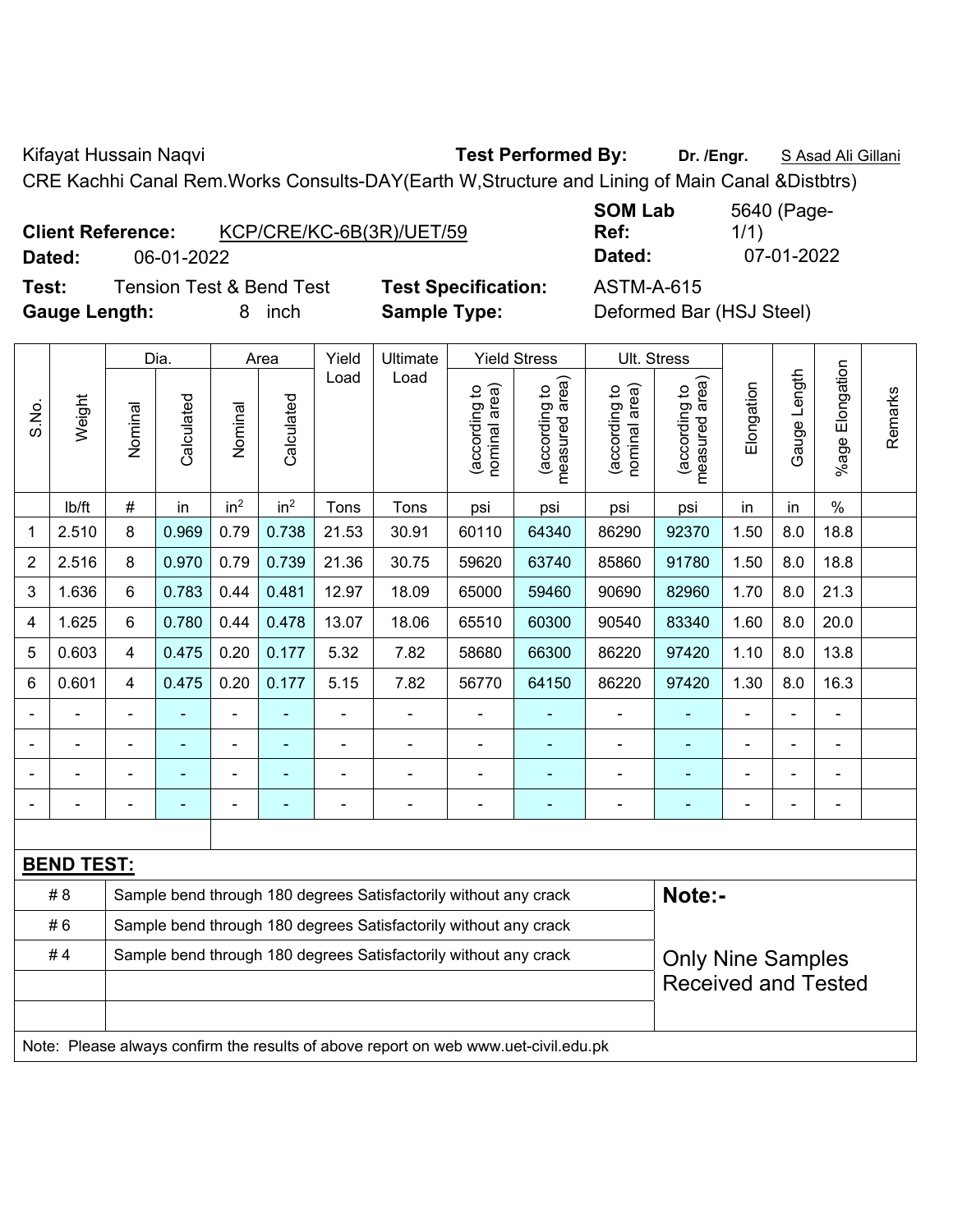Kifayat Hussain Naqvi **Test Performed By:** **Dr. /Engr.** S Asad Ali Gillani

CRE Kachhi Canal Rem.Works Consults-DAY(Earth W,Structure and Lining of Main Canal &Distbtrs)

**Client Reference:** KCP/CRE/KC-6B(3R)/UET/59 **SOM Lab Ref:** 5640 (Page-1/1)

**Dated:** 06-01-2022 **Dated:** 07-01-2022

**Test:** Tension Test & Bend Test **Test Specification:** ASTM-A-615

**Gauge Length:** 8 inch **Sample Type:** Deformed Bar (HSJ Steel)

| S.No. | Weight | Dia. | | Area | | Yield Load | Ultimate Load | Yield Stress | | Ult. Stress | | Elongation | Gauge Length | %age Elongation | Remarks |
|---|---|---|---|---|---|---|---|---|---|---|---|---|---|---|---|
| | | Nominal | Calculated | Nominal | Calculated | | | (according to nominal area) | (according to measured area) | (according to nominal area) | (according to measured area) | | | | |
| | lb/ft | # | in | $in^2$ | $in^2$ | Tons | Tons | psi | psi | psi | psi | in | in | % | |
| 1 | 2.510 | 8 | 0.969 | 0.79 | 0.738 | 21.53 | 30.91 | 60110 | 64340 | 86290 | 92370 | 1.50 | 8.0 | 18.8 | |
| 2 | 2.516 | 8 | 0.970 | 0.79 | 0.739 | 21.36 | 30.75 | 59620 | 63740 | 85860 | 91780 | 1.50 | 8.0 | 18.8 | |
| 3 | 1.636 | 6 | 0.783 | 0.44 | 0.481 | 12.97 | 18.09 | 65000 | 59460 | 90690 | 82960 | 1.70 | 8.0 | 21.3 | |
| 4 | 1.625 | 6 | 0.780 | 0.44 | 0.478 | 13.07 | 18.06 | 65510 | 60300 | 90540 | 83340 | 1.60 | 8.0 | 20.0 | |
| 5 | 0.603 | 4 | 0.475 | 0.20 | 0.177 | 5.32 | 7.82 | 58680 | 66300 | 86220 | 97420 | 1.10 | 8.0 | 13.8 | |
| 6 | 0.601 | 4 | 0.475 | 0.20 | 0.177 | 5.15 | 7.82 | 56770 | 64150 | 86220 | 97420 | 1.30 | 8.0 | 16.3 | |
| - | - | - | - | - | - | - | - | - | - | - | - | - | - | - | |
| - | - | - | - | - | - | - | - | - | - | - | - | - | - | - | |
| - | - | - | - | - | - | - | - | - | - | - | - | - | - | - | |
| - | - | - | - | - | - | - | - | - | - | - | - | - | - | - | |

**BEND TEST:**

| | | |
|---|---|---|
| # 8 | Sample bend through 180 degrees Satisfactorily without any crack | **Note:-** |
| # 6 | Sample bend through 180 degrees Satisfactorily without any crack | |
| # 4 | Sample bend through 180 degrees Satisfactorily without any crack | Only Nine Samples Received and Tested |

Note: Please always confirm the results of above report on web www.uet-civil.edu.pk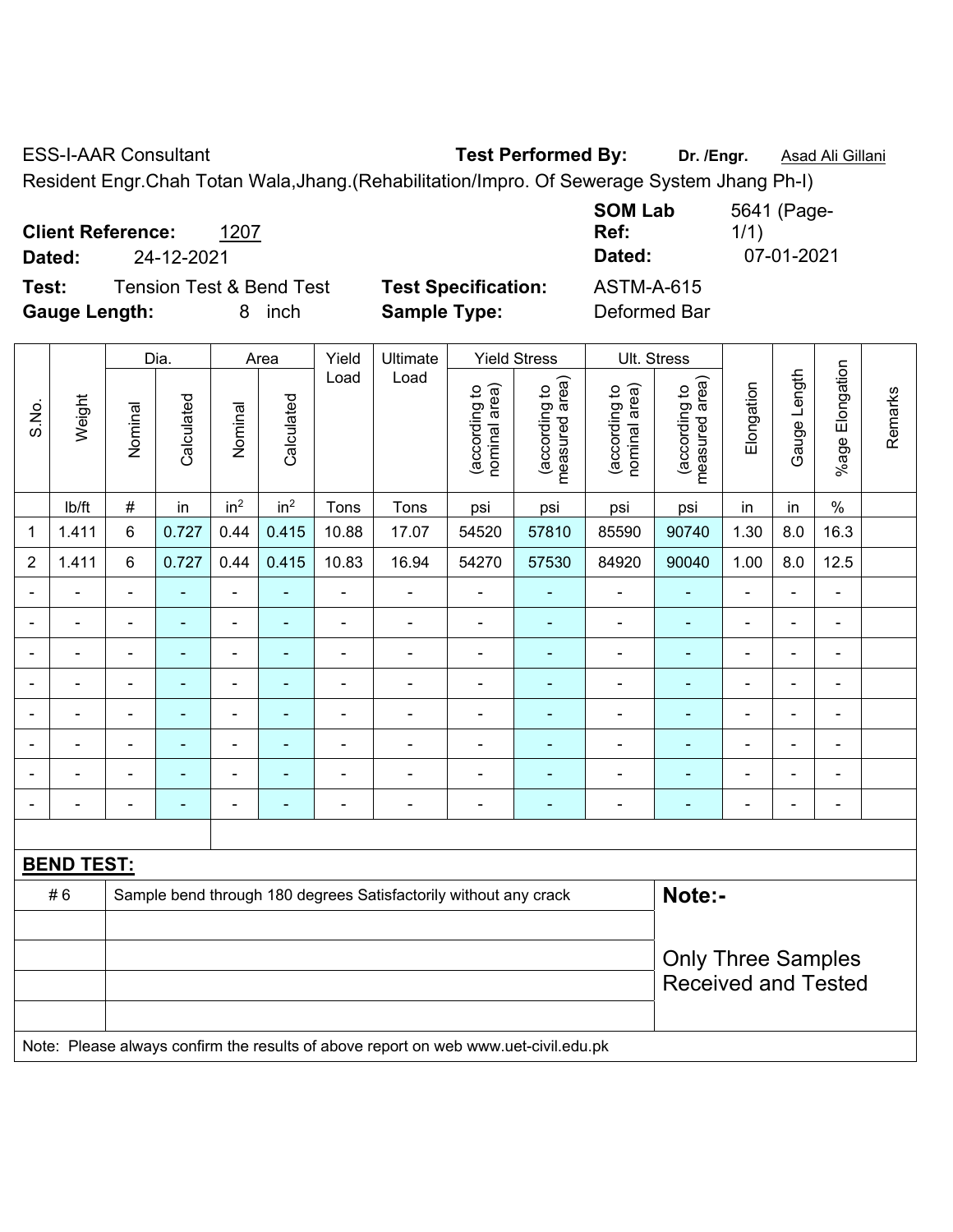ESS-I-AAR Consultant **Test Performed By:** **Dr. /Engr.** Asad Ali Gillani

Resident Engr.Chah Totan Wala,Jhang.(Rehabilitation/Impro. Of Sewerage System Jhang Ph-I)

**Client Reference:** 1207 **SOM Lab Ref:** 5641 (Page-1/1)

**Dated:** 24-12-2021 **Dated:** 07-01-2021

**Test:** Tension Test & Bend Test **Test Specification:** ASTM-A-615

**Gauge Length:** 8 inch **Sample Type:** Deformed Bar

| S.No. | Weight | Dia. | | Area | | Yield Load | Ultimate Load | Yield Stress | | Ult. Stress | | Elongation | Gauge Length | %age Elongation | Remarks |
|---|---|---|---|---|---|---|---|---|---|---|---|---|---|---|---|
| | | Nominal | Calculated | Nominal | Calculated | | | (according to nominal area) | (according to measured area) | (according to nominal area) | (according to measured area) | | | | |
| | lb/ft | # | in | $in^2$ | $in^2$ | Tons | Tons | psi | psi | psi | psi | in | in | % | |
| 1 | 1.411 | 6 | 0.727 | 0.44 | 0.415 | 10.88 | 17.07 | 54520 | 57810 | 85590 | 90740 | 1.30 | 8.0 | 16.3 | |
| 2 | 1.411 | 6 | 0.727 | 0.44 | 0.415 | 10.83 | 16.94 | 54270 | 57530 | 84920 | 90040 | 1.00 | 8.0 | 12.5 | |
| - | - | - | - | - | - | - | - | - | - | - | - | - | - | - | |
| - | - | - | - | - | - | - | - | - | - | - | - | - | - | - | |
| - | - | - | - | - | - | - | - | - | - | - | - | - | - | - | |
| - | - | - | - | - | - | - | - | - | - | - | - | - | - | - | |
| - | - | - | - | - | - | - | - | - | - | - | - | - | - | - | |
| - | - | - | - | - | - | - | - | - | - | - | - | - | - | - | |
| - | - | - | - | - | - | - | - | - | - | - | - | - | - | - | |
| - | - | - | - | - | - | - | - | - | - | - | - | - | - | - | |

**BEND TEST:**

| | | |
|---|---|---|
| # 6 | Sample bend through 180 degrees Satisfactorily without any crack | **Note:-** Only Three Samples Received and Tested |

Note: Please always confirm the results of above report on web www.uet-civil.edu.pk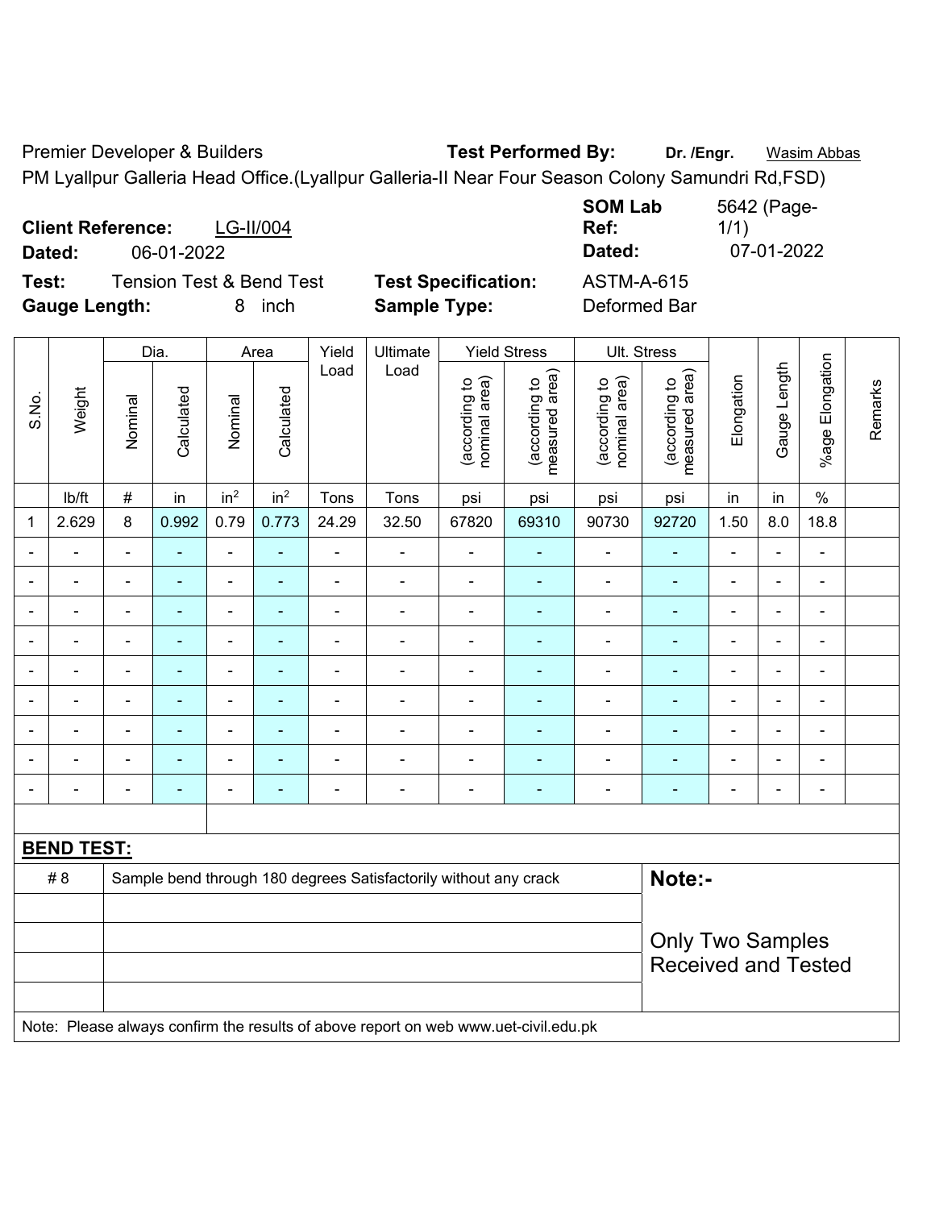Premier Developer & Builders **Test Performed By:** **Dr. /Engr.** Wasim Abbas

PM Lyallpur Galleria Head Office.(Lyallpur Galleria-II Near Four Season Colony Samundri Rd,FSD)

**Client Reference:** LG-II/004 **SOM Lab Ref:** 5642 (Page-1/1)

**Dated:** 06-01-2022 **Dated:** 07-01-2022

**Test:** Tension Test & Bend Test **Test Specification:** ASTM-A-615

**Gauge Length:** 8 inch **Sample Type:** Deformed Bar

| S.No. | Weight | Dia. | | Area | | Yield Load | Ultimate Load | Yield Stress | | Ult. Stress | | Elongation | Gauge Length | %age Elongation | Remarks |
|---|---|---|---|---|---|---|---|---|---|---|---|---|---|---|---|
| | | Nominal | Calculated | Nominal | Calculated | | | (according to nominal area) | (according to measured area) | (according to nominal area) | (according to measured area) | | | | |
| | lb/ft | # | in | in$^2$ | in$^2$ | Tons | Tons | psi | psi | psi | psi | in | in | % | |
| 1 | 2.629 | 8 | 0.992 | 0.79 | 0.773 | 24.29 | 32.50 | 67820 | 69310 | 90730 | 92720 | 1.50 | 8.0 | 18.8 | |
| - | - | - | - | - | - | - | - | - | - | - | - | - | - | - | |
| - | - | - | - | - | - | - | - | - | - | - | - | - | - | - | |
| - | - | - | - | - | - | - | - | - | - | - | - | - | - | - | |
| - | - | - | - | - | - | - | - | - | - | - | - | - | - | - | |
| - | - | - | - | - | - | - | - | - | - | - | - | - | - | - | |
| - | - | - | - | - | - | - | - | - | - | - | - | - | - | - | |
| - | - | - | - | - | - | - | - | - | - | - | - | - | - | - | |
| - | - | - | - | - | - | - | - | - | - | - | - | - | - | - | |
| - | - | - | - | - | - | - | - | - | - | - | - | - | - | - | |

**BEND TEST:**

| | | |
|---|---|---|
| # 8 | Sample bend through 180 degrees Satisfactorily without any crack | **Note:-** |
| | | Only Two Samples Received and Tested |

Note: Please always confirm the results of above report on web www.uet-civil.edu.pk